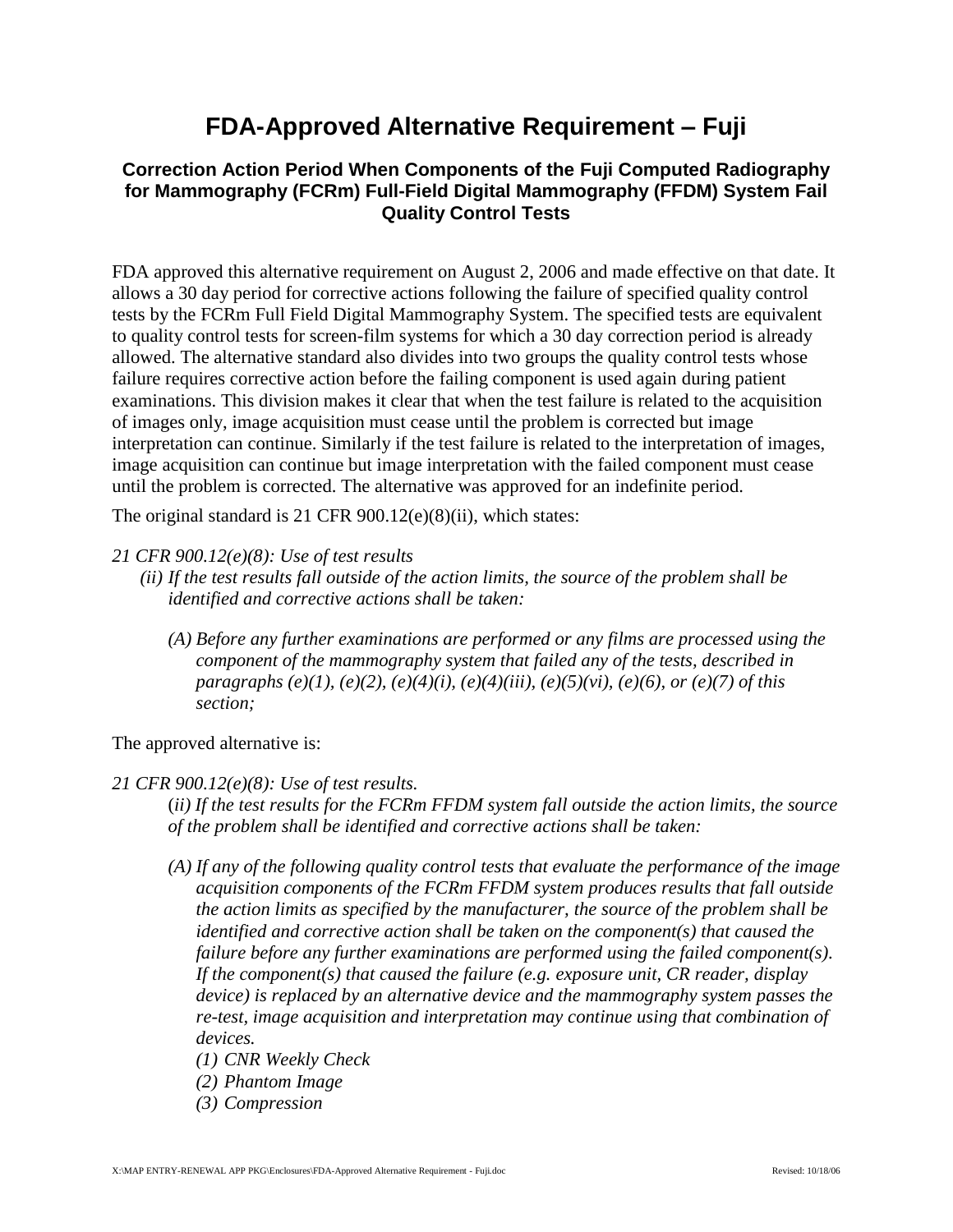# FDA-Approved Alternative Requirement – Fuji

### Correction Action Period When Components of the Fuji Computed Radiography for Mammography (FCRm) Full-Field Digital Mammography (FFDM) System Fail Quality Control Tests

FDA approved this alternative requirement on August 2, 2006 and made effective on that date. It allows a 30 day period for corrective actions following the failure of specified quality control tests by the FCRm Full Field Digital Mammography System. The specified tests are equivalent to quality control tests for screen-film systems for which a 30 day correction period is already allowed. The alternative standard also divides into two groups the quality control tests whose failure requires corrective action before the failing component is used again during patient examinations. This division makes it clear that when the test failure is related to the acquisition of images only, image acquisition must cease until the problem is corrected but image interpretation can continue. Similarly if the test failure is related to the interpretation of images, image acquisition can continue but image interpretation with the failed component must cease until the problem is corrected. The alternative was approved for an indefinite period.

The original standard is 21 CFR 900.12(e)(8)(ii), which states:

*21 CFR 900.12(e)(8): Use of test results*

> *(ii) If the test results fall outside of the action limits, the source of the problem shall be identified and corrective actions shall be taken:*
>
> > *(A) Before any further examinations are performed or any films are processed using the component of the mammography system that failed any of the tests, described in paragraphs (e)(1), (e)(2), (e)(4)(i), (e)(4)(iii), (e)(5)(vi), (e)(6), or (e)(7) of this section;*

The approved alternative is:

*21 CFR 900.12(e)(8): Use of test results.*

> (*ii) If the test results for the FCRm FFDM system fall outside the action limits, the source of the problem shall be identified and corrective actions shall be taken:*
>
> > *(A) If any of the following quality control tests that evaluate the performance of the image acquisition components of the FCRm FFDM system produces results that fall outside the action limits as specified by the manufacturer, the source of the problem shall be identified and corrective action shall be taken on the component(s) that caused the failure before any further examinations are performed using the failed component(s). If the component(s) that caused the failure (e.g. exposure unit, CR reader, display device) is replaced by an alternative device and the mammography system passes the re-test, image acquisition and interpretation may continue using that combination of devices.*
> >
> > *(1) CNR Weekly Check*
> > *(2) Phantom Image*
> > *(3) Compression*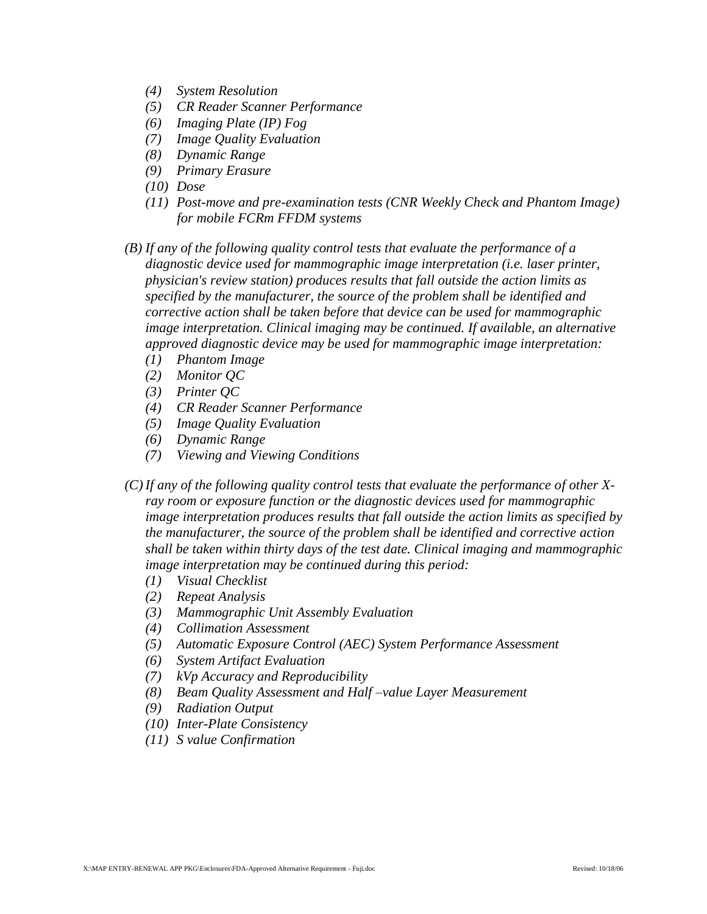*(4) System Resolution*
*(5) CR Reader Scanner Performance*
*(6) Imaging Plate (IP) Fog*
*(7) Image Quality Evaluation*
*(8) Dynamic Range*
*(9) Primary Erasure*
*(10) Dose*
*(11) Post-move and pre-examination tests (CNR Weekly Check and Phantom Image) for mobile FCRm FFDM systems*

*(B) If any of the following quality control tests that evaluate the performance of a diagnostic device used for mammographic image interpretation (i.e. laser printer, physician's review station) produces results that fall outside the action limits as specified by the manufacturer, the source of the problem shall be identified and corrective action shall be taken before that device can be used for mammographic image interpretation. Clinical imaging may be continued. If available, an alternative approved diagnostic device may be used for mammographic image interpretation:*

*(1) Phantom Image*
*(2) Monitor QC*
*(3) Printer QC*
*(4) CR Reader Scanner Performance*
*(5) Image Quality Evaluation*
*(6) Dynamic Range*
*(7) Viewing and Viewing Conditions*

*(C) If any of the following quality control tests that evaluate the performance of other X-ray room or exposure function or the diagnostic devices used for mammographic image interpretation produces results that fall outside the action limits as specified by the manufacturer, the source of the problem shall be identified and corrective action shall be taken within thirty days of the test date. Clinical imaging and mammographic image interpretation may be continued during this period:*

*(1) Visual Checklist*
*(2) Repeat Analysis*
*(3) Mammographic Unit Assembly Evaluation*
*(4) Collimation Assessment*
*(5) Automatic Exposure Control (AEC) System Performance Assessment*
*(6) System Artifact Evaluation*
*(7) kVp Accuracy and Reproducibility*
*(8) Beam Quality Assessment and Half –value Layer Measurement*
*(9) Radiation Output*
*(10) Inter-Plate Consistency*
*(11) S value Confirmation*